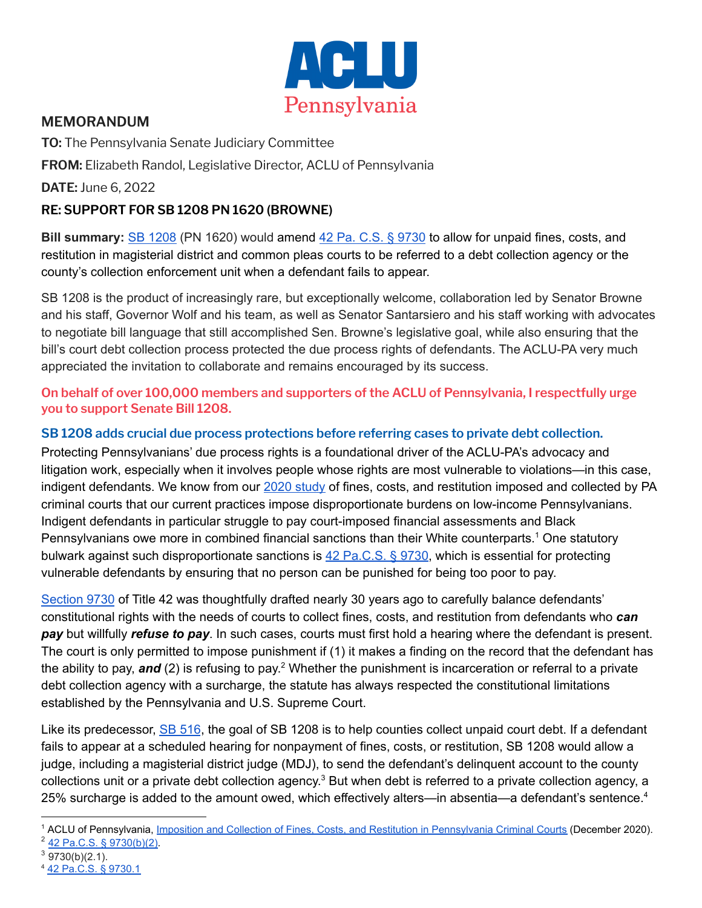ACLU
Pennsylvania

## MEMORANDUM

**TO:** The Pennsylvania Senate Judiciary Committee

**FROM:** Elizabeth Randol, Legislative Director, ACLU of Pennsylvania

**DATE:** June 6, 2022

**RE: SUPPORT FOR SB 1208 PN 1620 (BROWNE)**

**Bill summary:** SB 1208 (PN 1620) would amend 42 Pa. C.S. § 9730 to allow for unpaid fines, costs, and restitution in magisterial district and common pleas courts to be referred to a debt collection agency or the county's collection enforcement unit when a defendant fails to appear.

SB 1208 is the product of increasingly rare, but exceptionally welcome, collaboration led by Senator Browne and his staff, Governor Wolf and his team, as well as Senator Santarsiero and his staff working with advocates to negotiate bill language that still accomplished Sen. Browne's legislative goal, while also ensuring that the bill's court debt collection process protected the due process rights of defendants. The ACLU-PA very much appreciated the invitation to collaborate and remains encouraged by its success.

**On behalf of over 100,000 members and supporters of the ACLU of Pennsylvania, I respectfully urge you to support Senate Bill 1208.**

### SB 1208 adds crucial due process protections before referring cases to private debt collection.

Protecting Pennsylvanians' due process rights is a foundational driver of the ACLU-PA's advocacy and litigation work, especially when it involves people whose rights are most vulnerable to violations—in this case, indigent defendants. We know from our 2020 study of fines, costs, and restitution imposed and collected by PA criminal courts that our current practices impose disproportionate burdens on low-income Pennsylvanians. Indigent defendants in particular struggle to pay court-imposed financial assessments and Black Pennsylvanians owe more in combined financial sanctions than their White counterparts.[1] One statutory bulwark against such disproportionate sanctions is 42 Pa.C.S. § 9730, which is essential for protecting vulnerable defendants by ensuring that no person can be punished for being too poor to pay.

Section 9730 of Title 42 was thoughtfully drafted nearly 30 years ago to carefully balance defendants' constitutional rights with the needs of courts to collect fines, costs, and restitution from defendants who ***can pay*** but willfully ***refuse to pay***. In such cases, courts must first hold a hearing where the defendant is present. The court is only permitted to impose punishment if (1) it makes a finding on the record that the defendant has the ability to pay, ***and*** (2) is refusing to pay.[2] Whether the punishment is incarceration or referral to a private debt collection agency with a surcharge, the statute has always respected the constitutional limitations established by the Pennsylvania and U.S. Supreme Court.

Like its predecessor, SB 516, the goal of SB 1208 is to help counties collect unpaid court debt. If a defendant fails to appear at a scheduled hearing for nonpayment of fines, costs, or restitution, SB 1208 would allow a judge, including a magisterial district judge (MDJ), to send the defendant's delinquent account to the county collections unit or a private debt collection agency.[3] But when debt is referred to a private collection agency, a 25% surcharge is added to the amount owed, which effectively alters—in absentia—a defendant's sentence.[4]

---

[1] ACLU of Pennsylvania, Imposition and Collection of Fines, Costs, and Restitution in Pennsylvania Criminal Courts (December 2020).

[2] 42 Pa.C.S. § 9730(b)(2).

[3] 9730(b)(2.1).

[4] 42 Pa.C.S. § 9730.1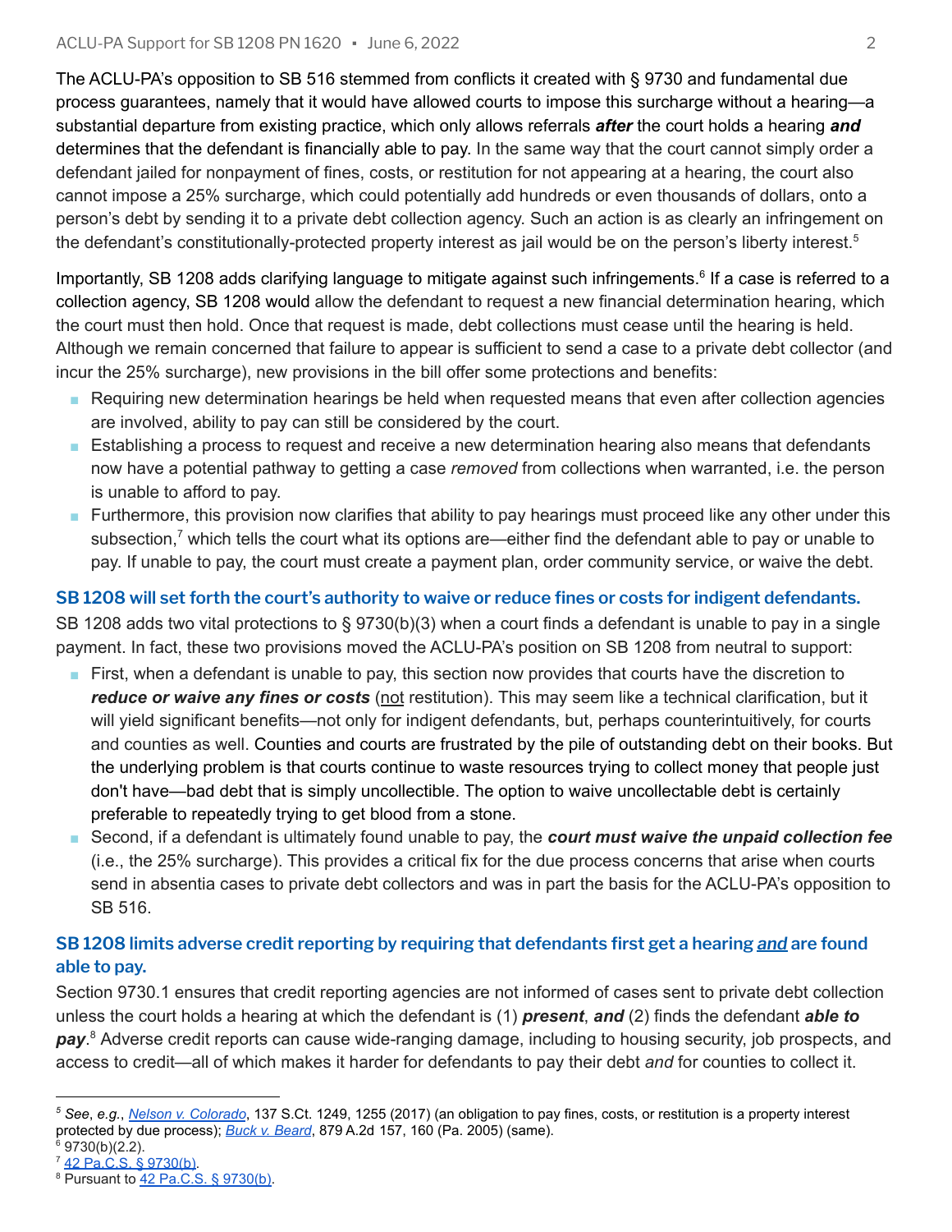The ACLU-PA's opposition to SB 516 stemmed from conflicts it created with § 9730 and fundamental due process guarantees, namely that it would have allowed courts to impose this surcharge without a hearing—a substantial departure from existing practice, which only allows referrals ***after*** the court holds a hearing ***and*** determines that the defendant is financially able to pay. In the same way that the court cannot simply order a defendant jailed for nonpayment of fines, costs, or restitution for not appearing at a hearing, the court also cannot impose a 25% surcharge, which could potentially add hundreds or even thousands of dollars, onto a person's debt by sending it to a private debt collection agency. Such an action is as clearly an infringement on the defendant's constitutionally-protected property interest as jail would be on the person's liberty interest.[5]

Importantly, SB 1208 adds clarifying language to mitigate against such infringements.[6] If a case is referred to a collection agency, SB 1208 would allow the defendant to request a new financial determination hearing, which the court must then hold. Once that request is made, debt collections must cease until the hearing is held. Although we remain concerned that failure to appear is sufficient to send a case to a private debt collector (and incur the 25% surcharge), new provisions in the bill offer some protections and benefits:

- Requiring new determination hearings be held when requested means that even after collection agencies are involved, ability to pay can still be considered by the court.
- Establishing a process to request and receive a new determination hearing also means that defendants now have a potential pathway to getting a case *removed* from collections when warranted, i.e. the person is unable to afford to pay.
- Furthermore, this provision now clarifies that ability to pay hearings must proceed like any other under this subsection,[7] which tells the court what its options are—either find the defendant able to pay or unable to pay. If unable to pay, the court must create a payment plan, order community service, or waive the debt.

### SB 1208 will set forth the court's authority to waive or reduce fines or costs for indigent defendants.

SB 1208 adds two vital protections to § 9730(b)(3) when a court finds a defendant is unable to pay in a single payment. In fact, these two provisions moved the ACLU-PA's position on SB 1208 from neutral to support:

- First, when a defendant is unable to pay, this section now provides that courts have the discretion to ***reduce or waive any fines or costs*** (<u>not</u> restitution). This may seem like a technical clarification, but it will yield significant benefits—not only for indigent defendants, but, perhaps counterintuitively, for courts and counties as well. Counties and courts are frustrated by the pile of outstanding debt on their books. But the underlying problem is that courts continue to waste resources trying to collect money that people just don't have—bad debt that is simply uncollectible. The option to waive uncollectable debt is certainly preferable to repeatedly trying to get blood from a stone.
- Second, if a defendant is ultimately found unable to pay, the ***court must waive the unpaid collection fee*** (i.e., the 25% surcharge). This provides a critical fix for the due process concerns that arise when courts send in absentia cases to private debt collectors and was in part the basis for the ACLU-PA's opposition to SB 516.

### SB 1208 limits adverse credit reporting by requiring that defendants first get a hearing ***<u>and</u>*** are found able to pay.

Section 9730.1 ensures that credit reporting agencies are not informed of cases sent to private debt collection unless the court holds a hearing at which the defendant is (1) ***present***, ***and*** (2) finds the defendant ***able to pay***.[8] Adverse credit reports can cause wide-ranging damage, including to housing security, job prospects, and access to credit—all of which makes it harder for defendants to pay their debt *and* for counties to collect it.

---

[5] *See*, *e.g.*, *Nelson v. Colorado*, 137 S.Ct. 1249, 1255 (2017) (an obligation to pay fines, costs, or restitution is a property interest protected by due process); *Buck v. Beard*, 879 A.2d 157, 160 (Pa. 2005) (same).

[6] 9730(b)(2.2).

[7] 42 Pa.C.S. § 9730(b).

[8] Pursuant to 42 Pa.C.S. § 9730(b).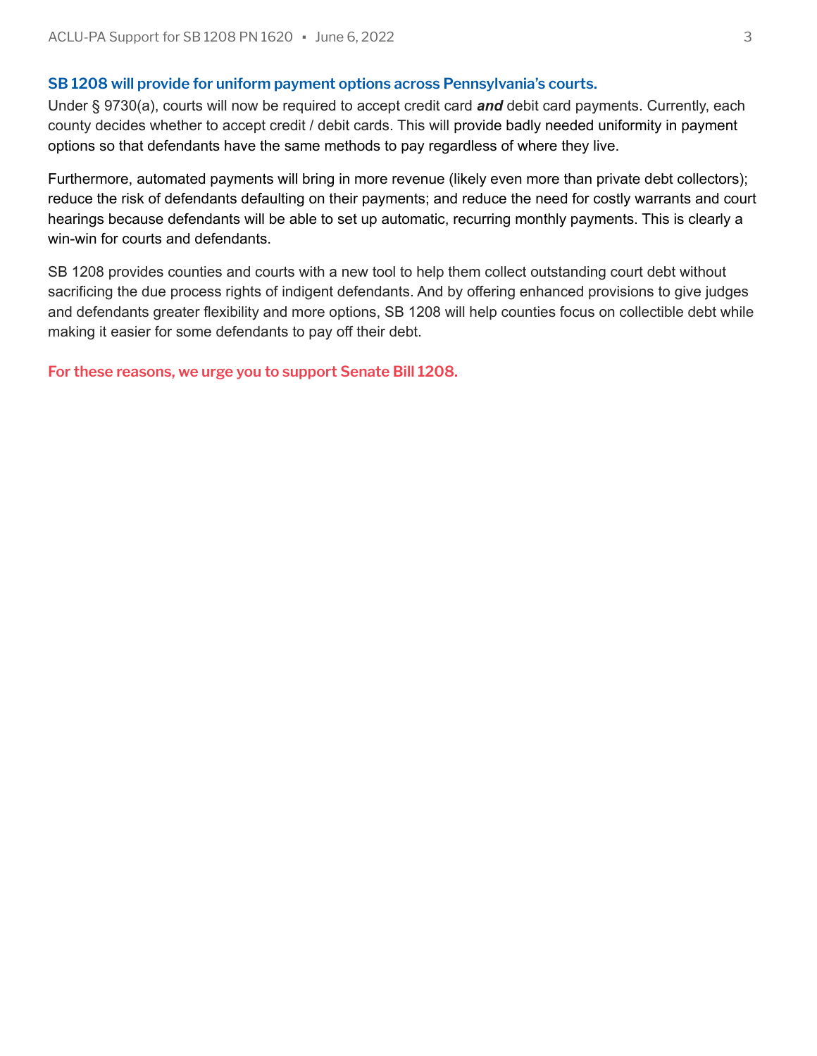### SB 1208 will provide for uniform payment options across Pennsylvania's courts.

Under § 9730(a), courts will now be required to accept credit card ***and*** debit card payments. Currently, each county decides whether to accept credit / debit cards. This will provide badly needed uniformity in payment options so that defendants have the same methods to pay regardless of where they live.

Furthermore, automated payments will bring in more revenue (likely even more than private debt collectors); reduce the risk of defendants defaulting on their payments; and reduce the need for costly warrants and court hearings because defendants will be able to set up automatic, recurring monthly payments. This is clearly a win-win for courts and defendants.

SB 1208 provides counties and courts with a new tool to help them collect outstanding court debt without sacrificing the due process rights of indigent defendants. And by offering enhanced provisions to give judges and defendants greater flexibility and more options, SB 1208 will help counties focus on collectible debt while making it easier for some defendants to pay off their debt.

**For these reasons, we urge you to support Senate Bill 1208.**